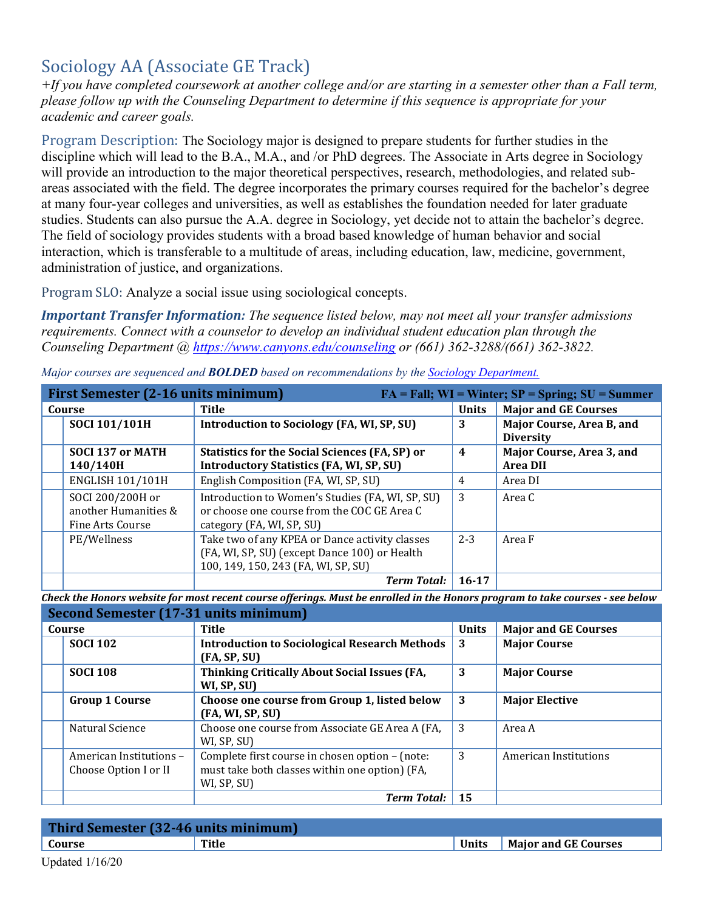# Sociology AA (Associate GE Track)

*+If you have completed coursework at another college and/or are starting in a semester other than a Fall term, please follow up with the Counseling Department to determine if this sequence is appropriate for your academic and career goals.*

Program Description: The Sociology major is designed to prepare students for further studies in the discipline which will lead to the B.A., M.A., and /or PhD degrees. The Associate in Arts degree in Sociology will provide an introduction to the major theoretical perspectives, research, methodologies, and related sub-areas associated with the field. The degree incorporates the primary courses required for the bachelor's degree at many four-year colleges and universities, as well as establishes the foundation needed for later graduate studies. Students can also pursue the A.A. degree in Sociology, yet decide not to attain the bachelor's degree. The field of sociology provides students with a broad based knowledge of human behavior and social interaction, which is transferable to a multitude of areas, including education, law, medicine, government, administration of justice, and organizations.

Program SLO: Analyze a social issue using sociological concepts.

***Important Transfer Information:*** *The sequence listed below, may not meet all your transfer admissions requirements. Connect with a counselor to develop an individual student education plan through the Counseling Department @ https://www.canyons.edu/counseling or (661) 362-3288/(661) 362-3822.*

*Major courses are sequenced and* ***BOLDED*** *based on recommendations by the Sociology Department.*

**First Semester (2-16 units minimum)** — FA = Fall; WI = Winter; SP = Spring; SU = Summer

| | Course | Title | Units | Major and GE Courses |
|---|---|---|---|---|
| | **SOCI 101/101H** | **Introduction to Sociology (FA, WI, SP, SU)** | **3** | **Major Course, Area B, and Diversity** |
| | **SOCI 137 or MATH 140/140H** | **Statistics for the Social Sciences (FA, SP) or Introductory Statistics (FA, WI, SP, SU)** | **4** | **Major Course, Area 3, and Area DII** |
| | ENGLISH 101/101H | English Composition (FA, WI, SP, SU) | 4 | Area DI |
| | SOCI 200/200H or another Humanities & Fine Arts Course | Introduction to Women's Studies (FA, WI, SP, SU) or choose one course from the COC GE Area C category (FA, WI, SP, SU) | 3 | Area C |
| | PE/Wellness | Take two of any KPEA or Dance activity classes (FA, WI, SP, SU) (except Dance 100) or Health 100, 149, 150, 243 (FA, WI, SP, SU) | 2-3 | Area F |
| | | ***Term Total:*** | **16-17** | |

***Check the Honors website for most recent course offerings. Must be enrolled in the Honors program to take courses - see below***

**Second Semester (17-31 units minimum)**

| | Course | Title | Units | Major and GE Courses |
|---|---|---|---|---|
| | **SOCI 102** | **Introduction to Sociological Research Methods (FA, SP, SU)** | **3** | **Major Course** |
| | **SOCI 108** | **Thinking Critically About Social Issues (FA, WI, SP, SU)** | **3** | **Major Course** |
| | **Group 1 Course** | **Choose one course from Group 1, listed below (FA, WI, SP, SU)** | **3** | **Major Elective** |
| | Natural Science | Choose one course from Associate GE Area A (FA, WI, SP, SU) | 3 | Area A |
| | American Institutions – Choose Option I or II | Complete first course in chosen option – (note: must take both classes within one option) (FA, WI, SP, SU) | 3 | American Institutions |
| | | ***Term Total:*** | **15** | |

**Third Semester (32-46 units minimum)**

| | Course | Title | Units | Major and GE Courses |
|---|---|---|---|---|

Updated 1/16/20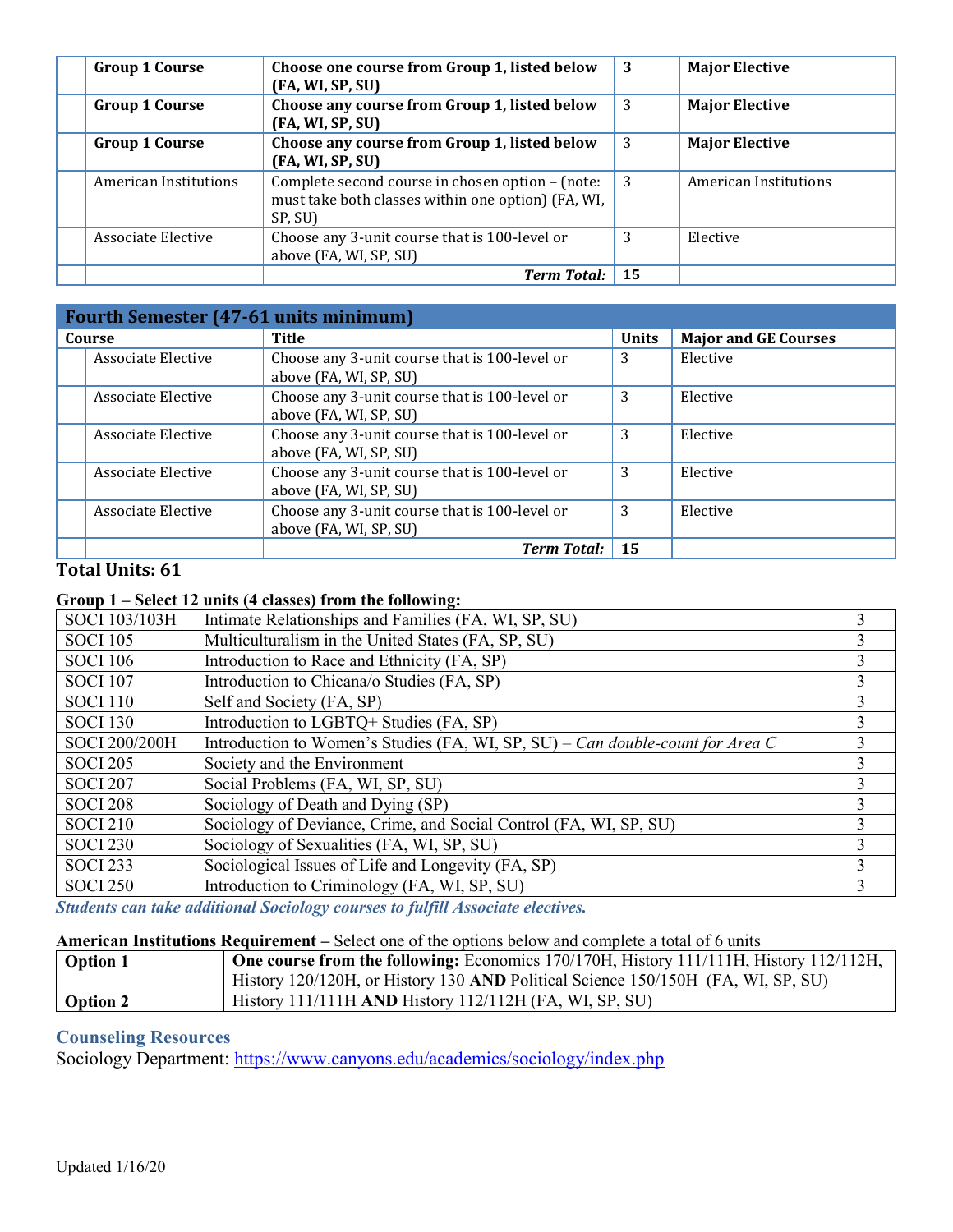| | Course | Title | Units | Major and GE Courses |
|---|---|---|---|---|
| | **Group 1 Course** | **Choose one course from Group 1, listed below (FA, WI, SP, SU)** | **3** | **Major Elective** |
| | **Group 1 Course** | **Choose any course from Group 1, listed below (FA, WI, SP, SU)** | 3 | **Major Elective** |
| | **Group 1 Course** | **Choose any course from Group 1, listed below (FA, WI, SP, SU)** | 3 | **Major Elective** |
| | American Institutions | Complete second course in chosen option – (note: must take both classes within one option) (FA, WI, SP, SU) | 3 | American Institutions |
| | Associate Elective | Choose any 3-unit course that is 100-level or above (FA, WI, SP, SU) | 3 | Elective |
| | | ***Term Total:*** | **15** | |

## Fourth Semester (47-61 units minimum)

| | Course | Title | Units | Major and GE Courses |
|---|---|---|---|---|
| | Associate Elective | Choose any 3-unit course that is 100-level or above (FA, WI, SP, SU) | 3 | Elective |
| | Associate Elective | Choose any 3-unit course that is 100-level or above (FA, WI, SP, SU) | 3 | Elective |
| | Associate Elective | Choose any 3-unit course that is 100-level or above (FA, WI, SP, SU) | 3 | Elective |
| | Associate Elective | Choose any 3-unit course that is 100-level or above (FA, WI, SP, SU) | 3 | Elective |
| | Associate Elective | Choose any 3-unit course that is 100-level or above (FA, WI, SP, SU) | 3 | Elective |
| | | ***Term Total:*** | **15** | |

**Total Units: 61**

**Group 1 – Select 12 units (4 classes) from the following:**

| Course | Title | Units |
|---|---|---|
| SOCI 103/103H | Intimate Relationships and Families (FA, WI, SP, SU) | 3 |
| SOCI 105 | Multiculturalism in the United States (FA, SP, SU) | 3 |
| SOCI 106 | Introduction to Race and Ethnicity (FA, SP) | 3 |
| SOCI 107 | Introduction to Chicana/o Studies (FA, SP) | 3 |
| SOCI 110 | Self and Society (FA, SP) | 3 |
| SOCI 130 | Introduction to LGBTQ+ Studies (FA, SP) | 3 |
| SOCI 200/200H | Introduction to Women's Studies (FA, WI, SP, SU) – *Can double-count for Area C* | 3 |
| SOCI 205 | Society and the Environment | 3 |
| SOCI 207 | Social Problems (FA, WI, SP, SU) | 3 |
| SOCI 208 | Sociology of Death and Dying (SP) | 3 |
| SOCI 210 | Sociology of Deviance, Crime, and Social Control (FA, WI, SP, SU) | 3 |
| SOCI 230 | Sociology of Sexualities (FA, WI, SP, SU) | 3 |
| SOCI 233 | Sociological Issues of Life and Longevity (FA, SP) | 3 |
| SOCI 250 | Introduction to Criminology (FA, WI, SP, SU) | 3 |

***Students can take additional Sociology courses to fulfill Associate electives.***

**American Institutions Requirement –** Select one of the options below and complete a total of 6 units

| Option | Courses |
|---|---|
| **Option 1** | **One course from the following:** Economics 170/170H, History 111/111H, History 112/112H, History 120/120H, or History 130 **AND** Political Science 150/150H (FA, WI, SP, SU) |
| **Option 2** | History 111/111H **AND** History 112/112H (FA, WI, SP, SU) |

### Counseling Resources

Sociology Department: https://www.canyons.edu/academics/sociology/index.php

Updated 1/16/20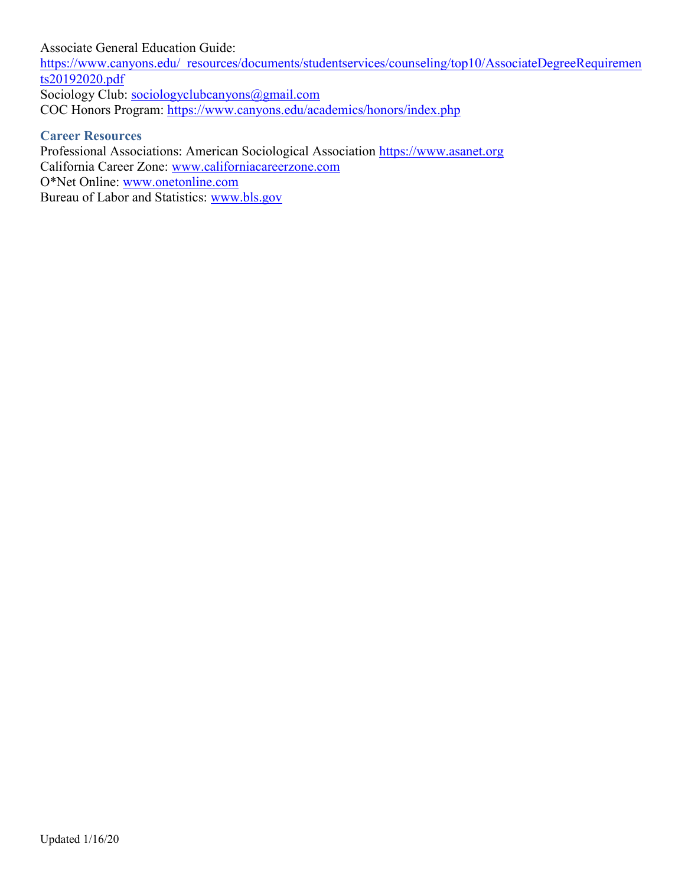Associate General Education Guide:
https://www.canyons.edu/_resources/documents/studentservices/counseling/top10/AssociateDegreeRequirements20192020.pdf
Sociology Club: sociologyclubcanyons@gmail.com
COC Honors Program: https://www.canyons.edu/academics/honors/index.php

### Career Resources

Professional Associations: American Sociological Association https://www.asanet.org
California Career Zone: www.californiacareerzone.com
O*Net Online: www.onetonline.com
Bureau of Labor and Statistics: www.bls.gov

Updated 1/16/20